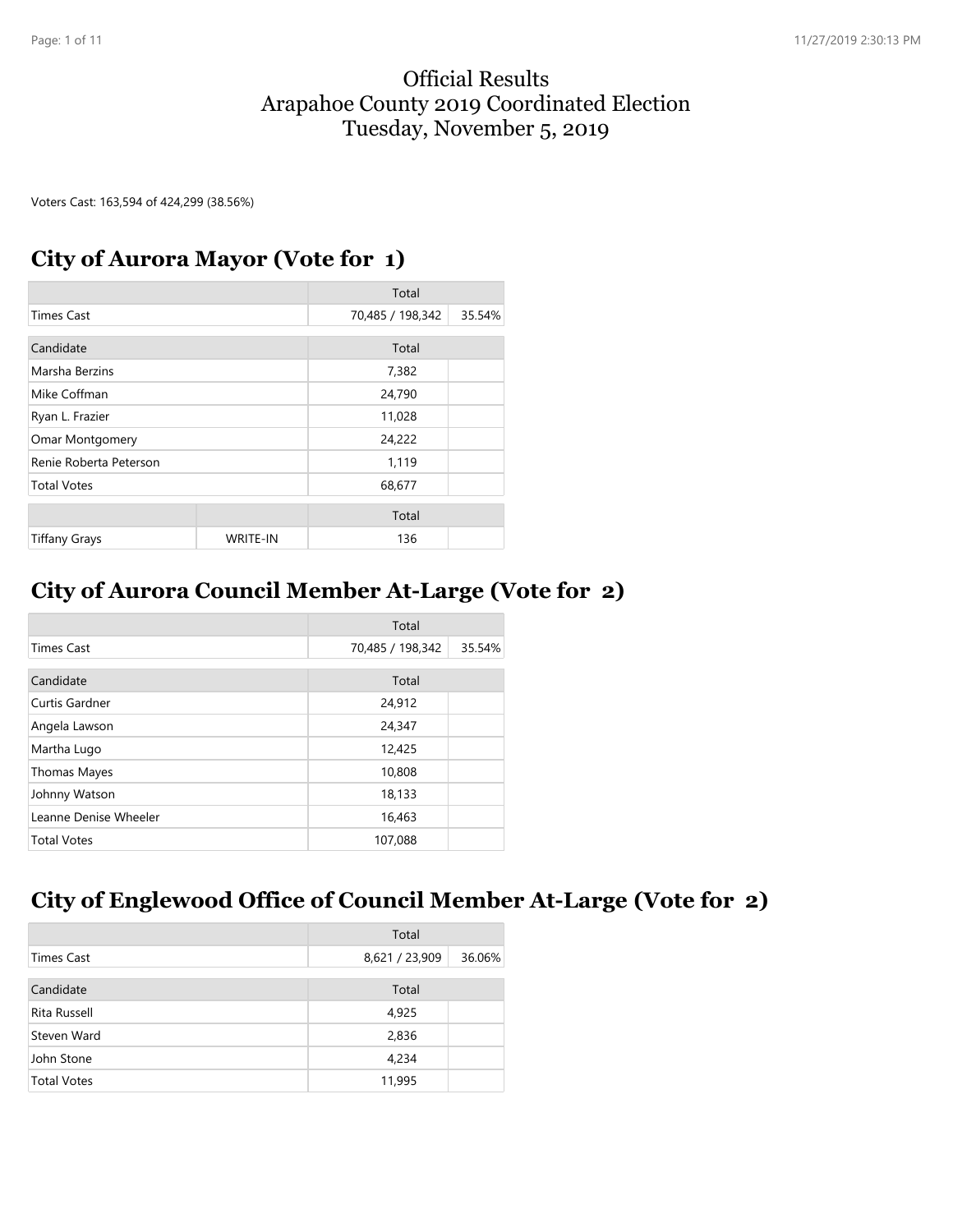# Official Results
# Arapahoe County 2019 Coordinated Election
# Tuesday, November 5, 2019

Voters Cast: 163,594 of 424,299 (38.56%)

## City of Aurora Mayor (Vote for 1)

| | Total | |
|---|---|---|
| Times Cast | 70,485 / 198,342 | 35.54% |

| Candidate | Total | |
|---|---|---|
| Marsha Berzins | 7,382 | |
| Mike Coffman | 24,790 | |
| Ryan L. Frazier | 11,028 | |
| Omar Montgomery | 24,222 | |
| Renie Roberta Peterson | 1,119 | |
| Total Votes | 68,677 | |

| | | Total | |
|---|---|---|---|
| Tiffany Grays | WRITE-IN | 136 | |

## City of Aurora Council Member At-Large (Vote for 2)

| | Total | |
|---|---|---|
| Times Cast | 70,485 / 198,342 | 35.54% |

| Candidate | Total | |
|---|---|---|
| Curtis Gardner | 24,912 | |
| Angela Lawson | 24,347 | |
| Martha Lugo | 12,425 | |
| Thomas Mayes | 10,808 | |
| Johnny Watson | 18,133 | |
| Leanne Denise Wheeler | 16,463 | |
| Total Votes | 107,088 | |

## City of Englewood Office of Council Member At-Large (Vote for 2)

| | Total | |
|---|---|---|
| Times Cast | 8,621 / 23,909 | 36.06% |

| Candidate | Total | |
|---|---|---|
| Rita Russell | 4,925 | |
| Steven Ward | 2,836 | |
| John Stone | 4,234 | |
| Total Votes | 11,995 | |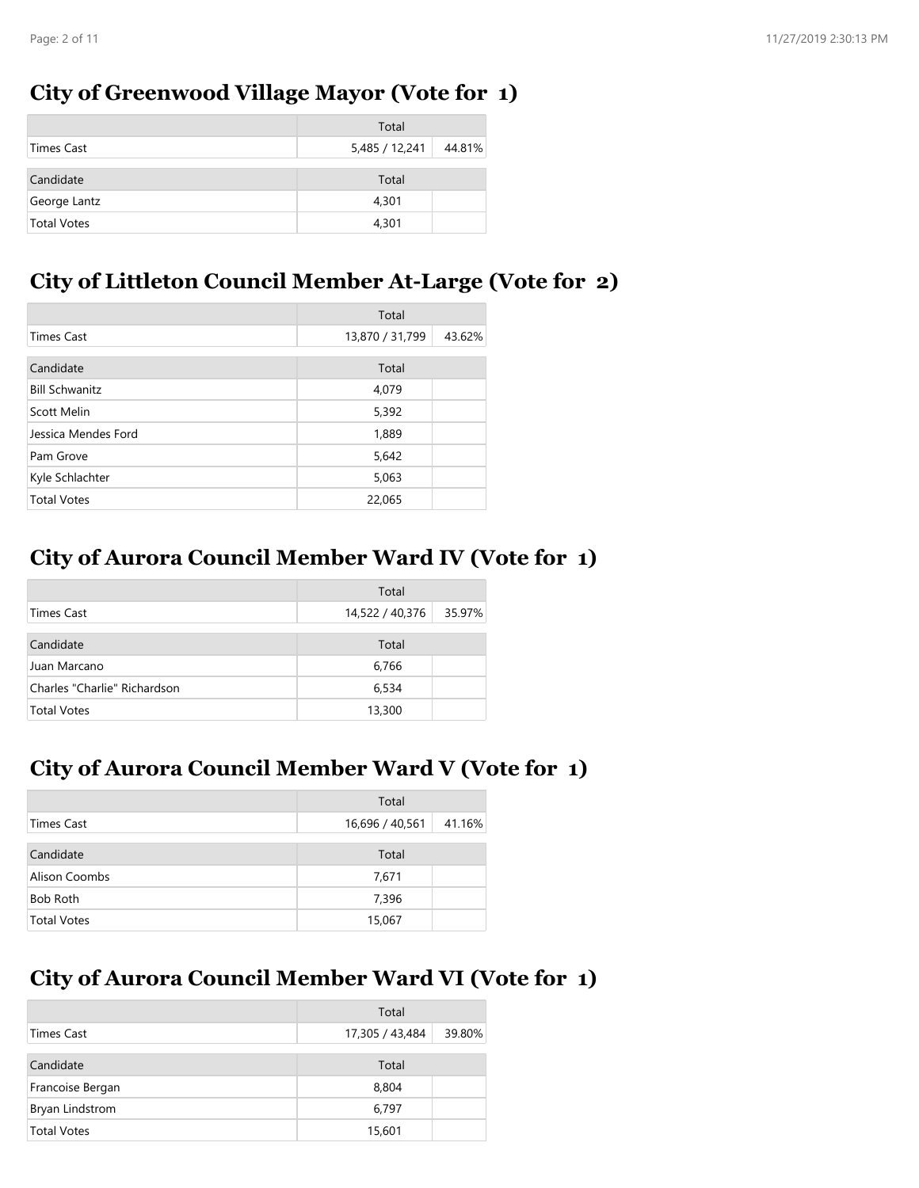## City of Greenwood Village Mayor (Vote for 1)

| | Total | |
|---|---|---|
| Times Cast | 5,485 / 12,241 | 44.81% |

| Candidate | Total | |
|---|---|---|
| George Lantz | 4,301 | |
| Total Votes | 4,301 | |

## City of Littleton Council Member At-Large (Vote for 2)

| | Total | |
|---|---|---|
| Times Cast | 13,870 / 31,799 | 43.62% |

| Candidate | Total | |
|---|---|---|
| Bill Schwanitz | 4,079 | |
| Scott Melin | 5,392 | |
| Jessica Mendes Ford | 1,889 | |
| Pam Grove | 5,642 | |
| Kyle Schlachter | 5,063 | |
| Total Votes | 22,065 | |

## City of Aurora Council Member Ward IV (Vote for 1)

| | Total | |
|---|---|---|
| Times Cast | 14,522 / 40,376 | 35.97% |

| Candidate | Total | |
|---|---|---|
| Juan Marcano | 6,766 | |
| Charles "Charlie" Richardson | 6,534 | |
| Total Votes | 13,300 | |

## City of Aurora Council Member Ward V (Vote for 1)

| | Total | |
|---|---|---|
| Times Cast | 16,696 / 40,561 | 41.16% |

| Candidate | Total | |
|---|---|---|
| Alison Coombs | 7,671 | |
| Bob Roth | 7,396 | |
| Total Votes | 15,067 | |

## City of Aurora Council Member Ward VI (Vote for 1)

| | Total | |
|---|---|---|
| Times Cast | 17,305 / 43,484 | 39.80% |

| Candidate | Total | |
|---|---|---|
| Francoise Bergan | 8,804 | |
| Bryan Lindstrom | 6,797 | |
| Total Votes | 15,601 | |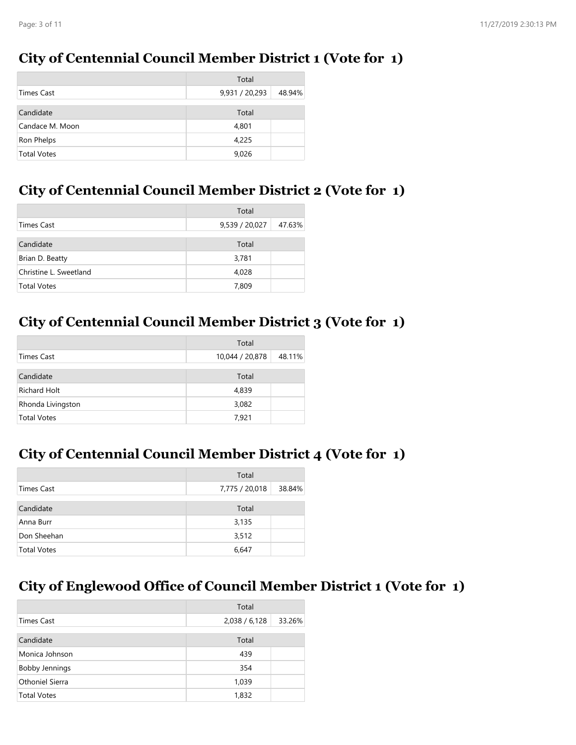## City of Centennial Council Member District 1 (Vote for 1)

| | Total | |
|---|---|---|
| Times Cast | 9,931 / 20,293 | 48.94% |
| **Candidate** | **Total** | |
| Candace M. Moon | 4,801 | |
| Ron Phelps | 4,225 | |
| Total Votes | 9,026 | |

## City of Centennial Council Member District 2 (Vote for 1)

| | Total | |
|---|---|---|
| Times Cast | 9,539 / 20,027 | 47.63% |
| **Candidate** | **Total** | |
| Brian D. Beatty | 3,781 | |
| Christine L. Sweetland | 4,028 | |
| Total Votes | 7,809 | |

## City of Centennial Council Member District 3 (Vote for 1)

| | Total | |
|---|---|---|
| Times Cast | 10,044 / 20,878 | 48.11% |
| **Candidate** | **Total** | |
| Richard Holt | 4,839 | |
| Rhonda Livingston | 3,082 | |
| Total Votes | 7,921 | |

## City of Centennial Council Member District 4 (Vote for 1)

| | Total | |
|---|---|---|
| Times Cast | 7,775 / 20,018 | 38.84% |
| **Candidate** | **Total** | |
| Anna Burr | 3,135 | |
| Don Sheehan | 3,512 | |
| Total Votes | 6,647 | |

## City of Englewood Office of Council Member District 1 (Vote for 1)

| | Total | |
|---|---|---|
| Times Cast | 2,038 / 6,128 | 33.26% |
| **Candidate** | **Total** | |
| Monica Johnson | 439 | |
| Bobby Jennings | 354 | |
| Othoniel Sierra | 1,039 | |
| Total Votes | 1,832 | |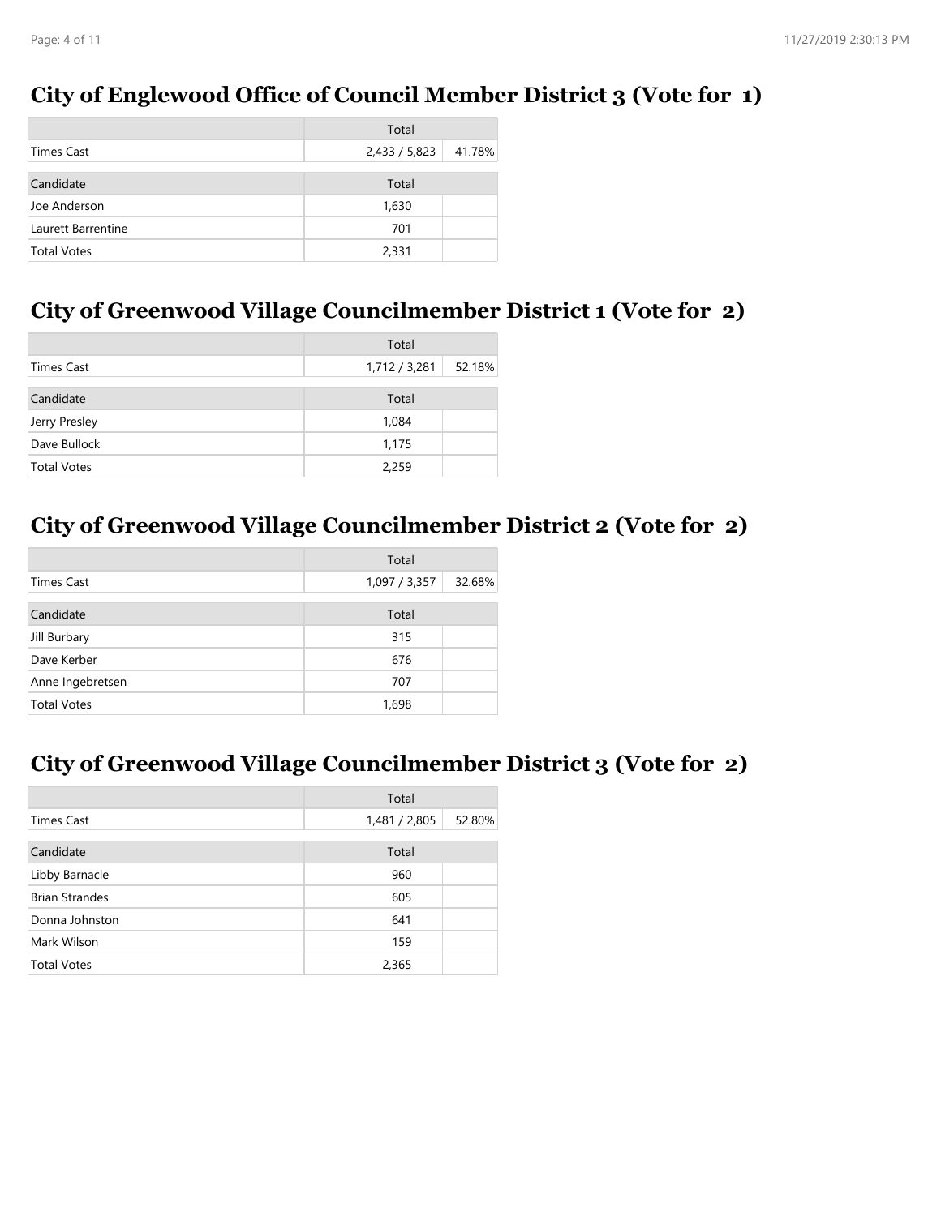## City of Englewood Office of Council Member District 3 (Vote for 1)

| | Total | |
|---|---|---|
| Times Cast | 2,433 / 5,823 | 41.78% |

| Candidate | Total | |
|---|---|---|
| Joe Anderson | 1,630 | |
| Laurett Barrentine | 701 | |
| Total Votes | 2,331 | |

## City of Greenwood Village Councilmember District 1 (Vote for 2)

| | Total | |
|---|---|---|
| Times Cast | 1,712 / 3,281 | 52.18% |

| Candidate | Total | |
|---|---|---|
| Jerry Presley | 1,084 | |
| Dave Bullock | 1,175 | |
| Total Votes | 2,259 | |

## City of Greenwood Village Councilmember District 2 (Vote for 2)

| | Total | |
|---|---|---|
| Times Cast | 1,097 / 3,357 | 32.68% |

| Candidate | Total | |
|---|---|---|
| Jill Burbary | 315 | |
| Dave Kerber | 676 | |
| Anne Ingebretsen | 707 | |
| Total Votes | 1,698 | |

## City of Greenwood Village Councilmember District 3 (Vote for 2)

| | Total | |
|---|---|---|
| Times Cast | 1,481 / 2,805 | 52.80% |

| Candidate | Total | |
|---|---|---|
| Libby Barnacle | 960 | |
| Brian Strandes | 605 | |
| Donna Johnston | 641 | |
| Mark Wilson | 159 | |
| Total Votes | 2,365 | |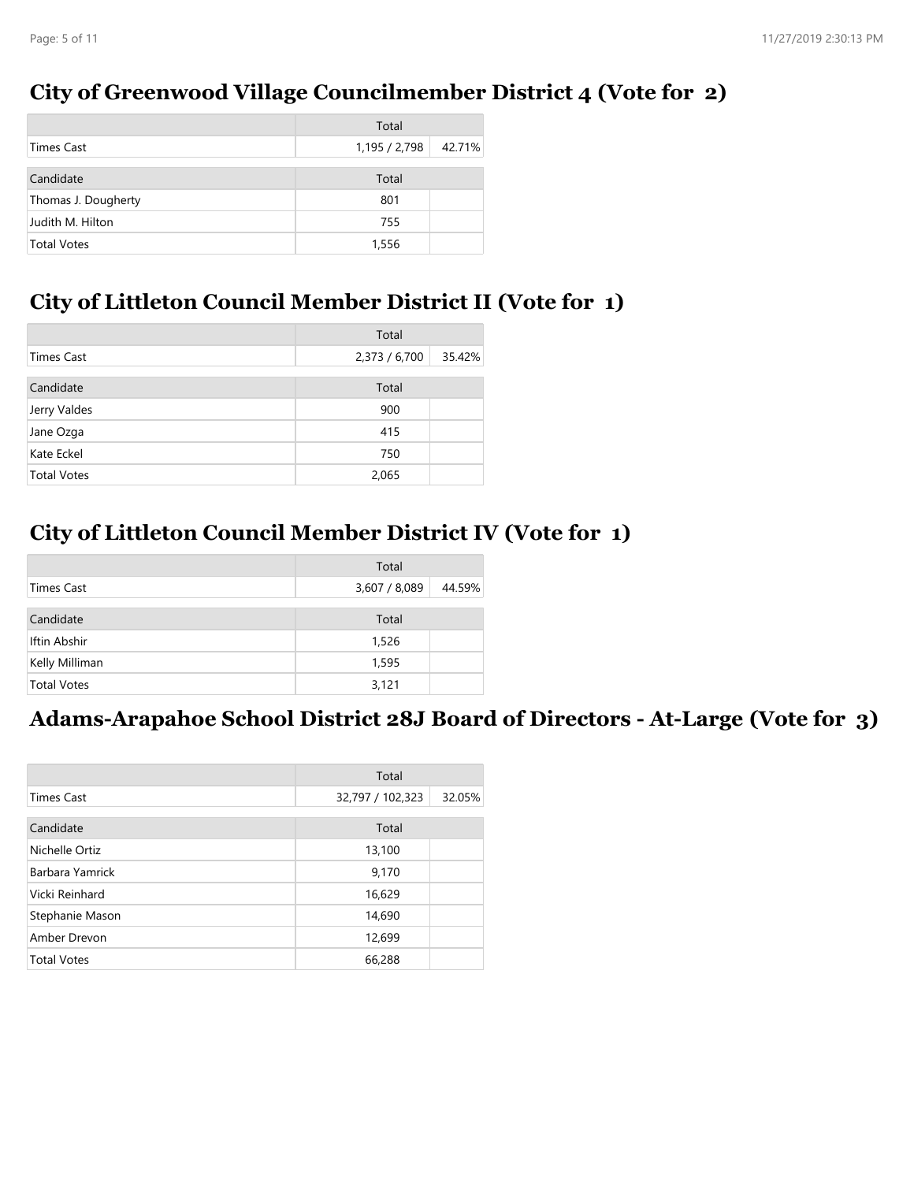## City of Greenwood Village Councilmember District 4 (Vote for 2)

| | Total | |
|---|---|---|
| Times Cast | 1,195 / 2,798 | 42.71% |
| **Candidate** | **Total** | |
| Thomas J. Dougherty | 801 | |
| Judith M. Hilton | 755 | |
| Total Votes | 1,556 | |

## City of Littleton Council Member District II (Vote for 1)

| | Total | |
|---|---|---|
| Times Cast | 2,373 / 6,700 | 35.42% |
| **Candidate** | **Total** | |
| Jerry Valdes | 900 | |
| Jane Ozga | 415 | |
| Kate Eckel | 750 | |
| Total Votes | 2,065 | |

## City of Littleton Council Member District IV (Vote for 1)

| | Total | |
|---|---|---|
| Times Cast | 3,607 / 8,089 | 44.59% |
| **Candidate** | **Total** | |
| Iftin Abshir | 1,526 | |
| Kelly Milliman | 1,595 | |
| Total Votes | 3,121 | |

## Adams-Arapahoe School District 28J Board of Directors - At-Large (Vote for 3)

| | Total | |
|---|---|---|
| Times Cast | 32,797 / 102,323 | 32.05% |
| **Candidate** | **Total** | |
| Nichelle Ortiz | 13,100 | |
| Barbara Yamrick | 9,170 | |
| Vicki Reinhard | 16,629 | |
| Stephanie Mason | 14,690 | |
| Amber Drevon | 12,699 | |
| Total Votes | 66,288 | |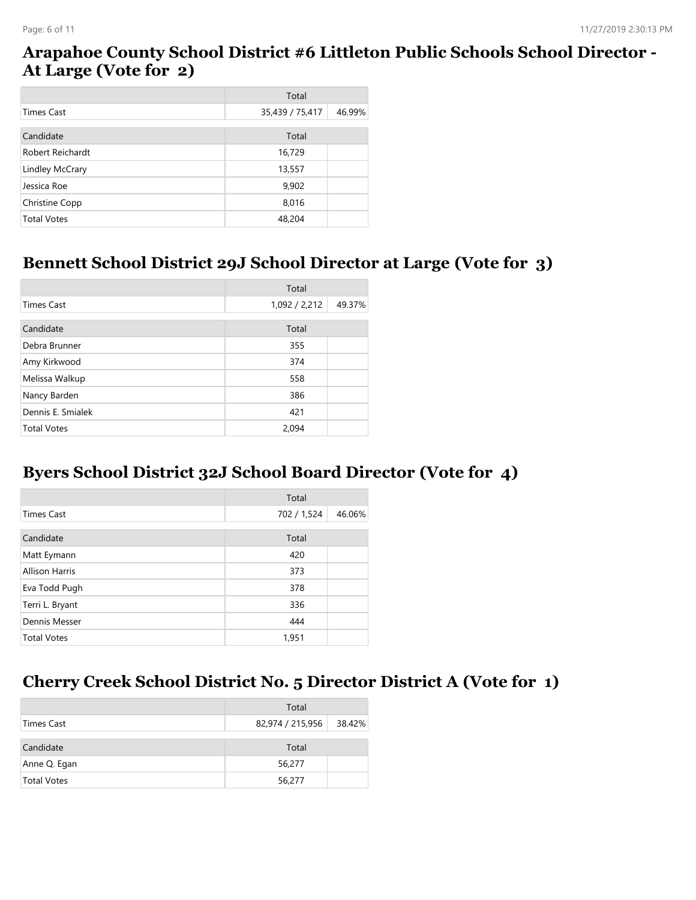## Arapahoe County School District #6 Littleton Public Schools School Director - At Large (Vote for 2)

| | Total | |
|---|---|---|
| Times Cast | 35,439 / 75,417 | 46.99% |

| Candidate | Total | |
|---|---|---|
| Robert Reichardt | 16,729 | |
| Lindley McCrary | 13,557 | |
| Jessica Roe | 9,902 | |
| Christine Copp | 8,016 | |
| Total Votes | 48,204 | |

## Bennett School District 29J School Director at Large (Vote for 3)

| | Total | |
|---|---|---|
| Times Cast | 1,092 / 2,212 | 49.37% |

| Candidate | Total | |
|---|---|---|
| Debra Brunner | 355 | |
| Amy Kirkwood | 374 | |
| Melissa Walkup | 558 | |
| Nancy Barden | 386 | |
| Dennis E. Smialek | 421 | |
| Total Votes | 2,094 | |

## Byers School District 32J School Board Director (Vote for 4)

| | Total | |
|---|---|---|
| Times Cast | 702 / 1,524 | 46.06% |

| Candidate | Total | |
|---|---|---|
| Matt Eymann | 420 | |
| Allison Harris | 373 | |
| Eva Todd Pugh | 378 | |
| Terri L. Bryant | 336 | |
| Dennis Messer | 444 | |
| Total Votes | 1,951 | |

## Cherry Creek School District No. 5 Director District A (Vote for 1)

| | Total | |
|---|---|---|
| Times Cast | 82,974 / 215,956 | 38.42% |

| Candidate | Total | |
|---|---|---|
| Anne Q. Egan | 56,277 | |
| Total Votes | 56,277 | |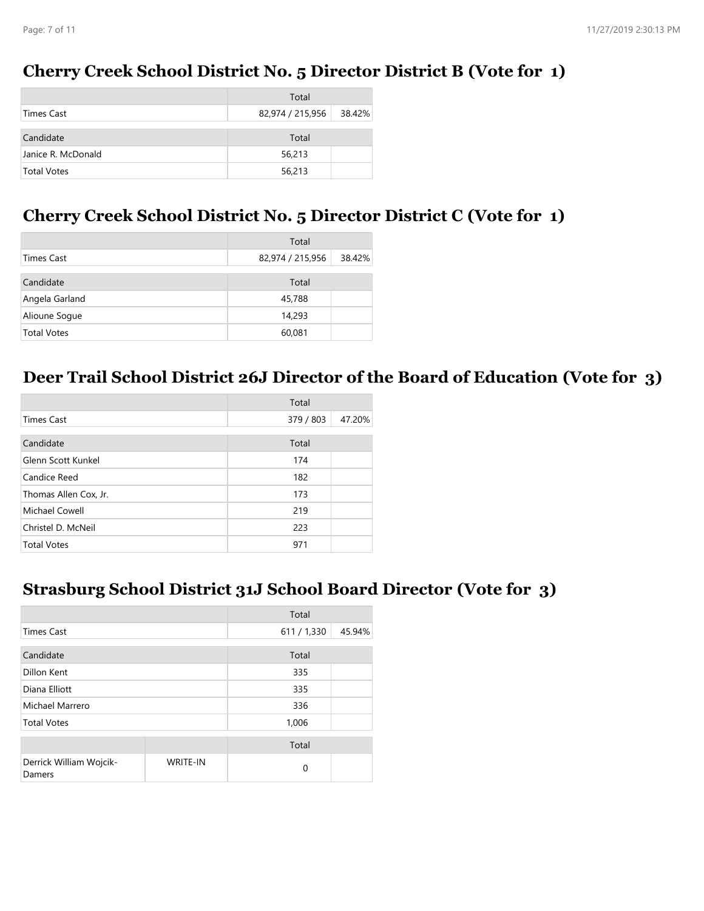## Cherry Creek School District No. 5 Director District B (Vote for 1)

| | Total | |
|---|---|---|
| Times Cast | 82,974 / 215,956 | 38.42% |

| Candidate | Total | |
|---|---|---|
| Janice R. McDonald | 56,213 | |
| Total Votes | 56,213 | |

## Cherry Creek School District No. 5 Director District C (Vote for 1)

| | Total | |
|---|---|---|
| Times Cast | 82,974 / 215,956 | 38.42% |

| Candidate | Total | |
|---|---|---|
| Angela Garland | 45,788 | |
| Alioune Sogue | 14,293 | |
| Total Votes | 60,081 | |

## Deer Trail School District 26J Director of the Board of Education (Vote for 3)

| | Total | |
|---|---|---|
| Times Cast | 379 / 803 | 47.20% |

| Candidate | Total | |
|---|---|---|
| Glenn Scott Kunkel | 174 | |
| Candice Reed | 182 | |
| Thomas Allen Cox, Jr. | 173 | |
| Michael Cowell | 219 | |
| Christel D. McNeil | 223 | |
| Total Votes | 971 | |

## Strasburg School District 31J School Board Director (Vote for 3)

| | Total | |
|---|---|---|
| Times Cast | 611 / 1,330 | 45.94% |

| Candidate | Total | |
|---|---|---|
| Dillon Kent | 335 | |
| Diana Elliott | 335 | |
| Michael Marrero | 336 | |
| Total Votes | 1,006 | |

| | | Total | |
|---|---|---|---|
| Derrick William Wojcik-Damers | WRITE-IN | 0 | |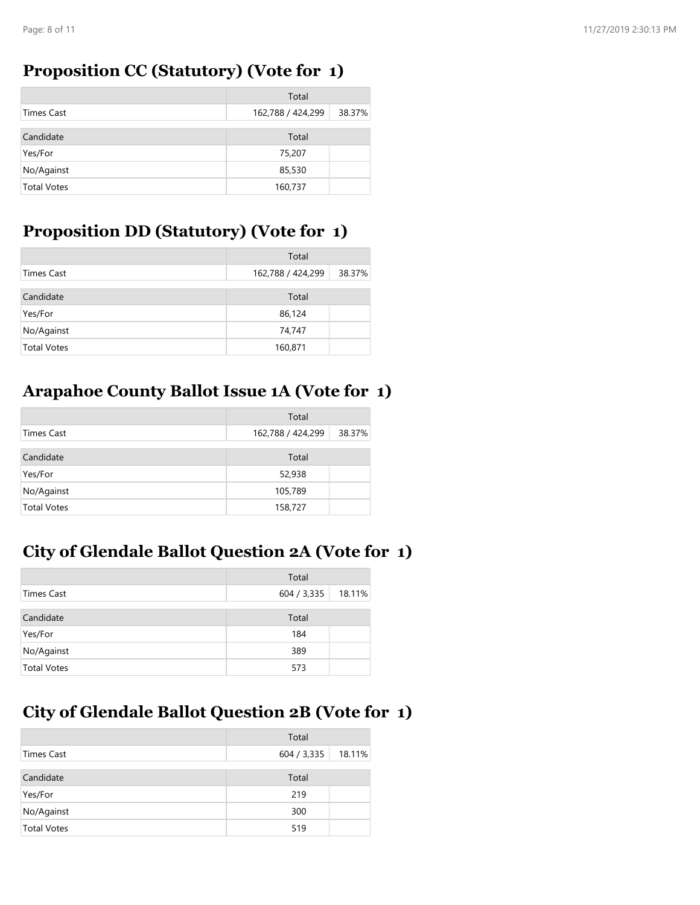## Proposition CC (Statutory) (Vote for 1)

| | Total | |
|---|---|---|
| Times Cast | 162,788 / 424,299 | 38.37% |

| Candidate | Total | |
|---|---|---|
| Yes/For | 75,207 | |
| No/Against | 85,530 | |
| Total Votes | 160,737 | |

## Proposition DD (Statutory) (Vote for 1)

| | Total | |
|---|---|---|
| Times Cast | 162,788 / 424,299 | 38.37% |

| Candidate | Total | |
|---|---|---|
| Yes/For | 86,124 | |
| No/Against | 74,747 | |
| Total Votes | 160,871 | |

## Arapahoe County Ballot Issue 1A (Vote for 1)

| | Total | |
|---|---|---|
| Times Cast | 162,788 / 424,299 | 38.37% |

| Candidate | Total | |
|---|---|---|
| Yes/For | 52,938 | |
| No/Against | 105,789 | |
| Total Votes | 158,727 | |

## City of Glendale Ballot Question 2A (Vote for 1)

| | Total | |
|---|---|---|
| Times Cast | 604 / 3,335 | 18.11% |

| Candidate | Total | |
|---|---|---|
| Yes/For | 184 | |
| No/Against | 389 | |
| Total Votes | 573 | |

## City of Glendale Ballot Question 2B (Vote for 1)

| | Total | |
|---|---|---|
| Times Cast | 604 / 3,335 | 18.11% |

| Candidate | Total | |
|---|---|---|
| Yes/For | 219 | |
| No/Against | 300 | |
| Total Votes | 519 | |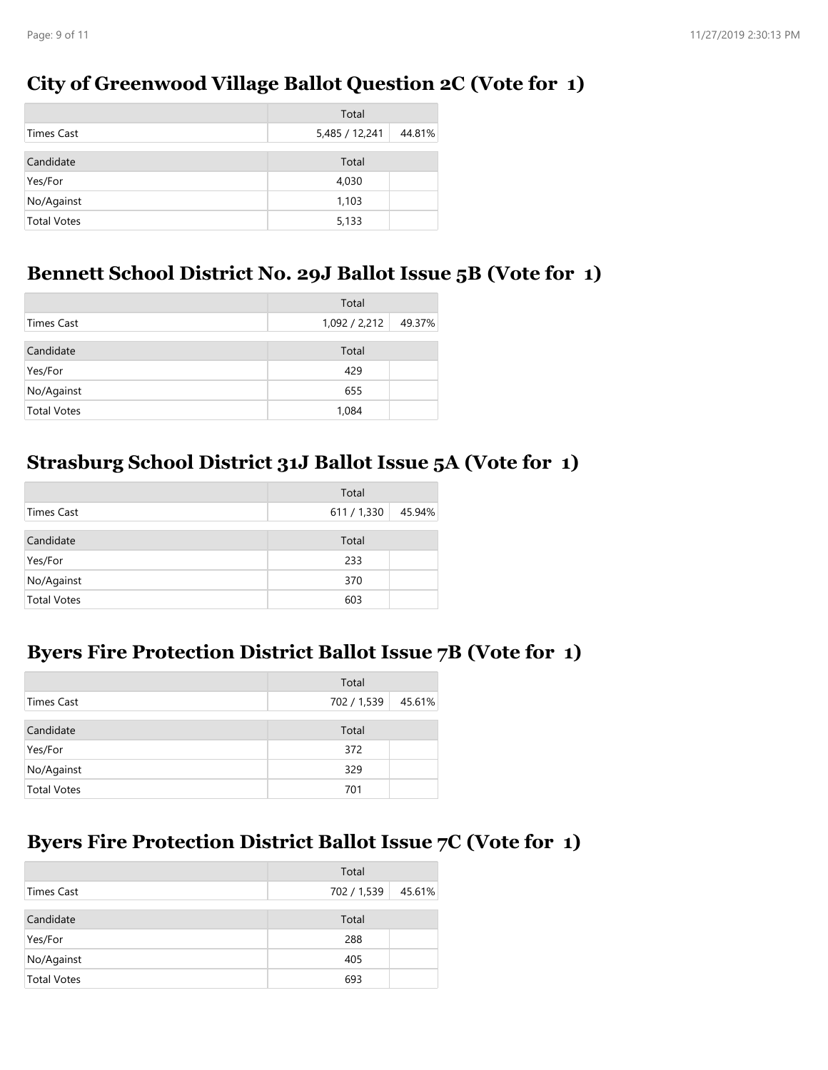## City of Greenwood Village Ballot Question 2C (Vote for 1)

| | Total | |
|---|---|---|
| Times Cast | 5,485 / 12,241 | 44.81% |

| Candidate | Total | |
|---|---|---|
| Yes/For | 4,030 | |
| No/Against | 1,103 | |
| Total Votes | 5,133 | |

## Bennett School District No. 29J Ballot Issue 5B (Vote for 1)

| | Total | |
|---|---|---|
| Times Cast | 1,092 / 2,212 | 49.37% |

| Candidate | Total | |
|---|---|---|
| Yes/For | 429 | |
| No/Against | 655 | |
| Total Votes | 1,084 | |

## Strasburg School District 31J Ballot Issue 5A (Vote for 1)

| | Total | |
|---|---|---|
| Times Cast | 611 / 1,330 | 45.94% |

| Candidate | Total | |
|---|---|---|
| Yes/For | 233 | |
| No/Against | 370 | |
| Total Votes | 603 | |

## Byers Fire Protection District Ballot Issue 7B (Vote for 1)

| | Total | |
|---|---|---|
| Times Cast | 702 / 1,539 | 45.61% |

| Candidate | Total | |
|---|---|---|
| Yes/For | 372 | |
| No/Against | 329 | |
| Total Votes | 701 | |

## Byers Fire Protection District Ballot Issue 7C (Vote for 1)

| | Total | |
|---|---|---|
| Times Cast | 702 / 1,539 | 45.61% |

| Candidate | Total | |
|---|---|---|
| Yes/For | 288 | |
| No/Against | 405 | |
| Total Votes | 693 | |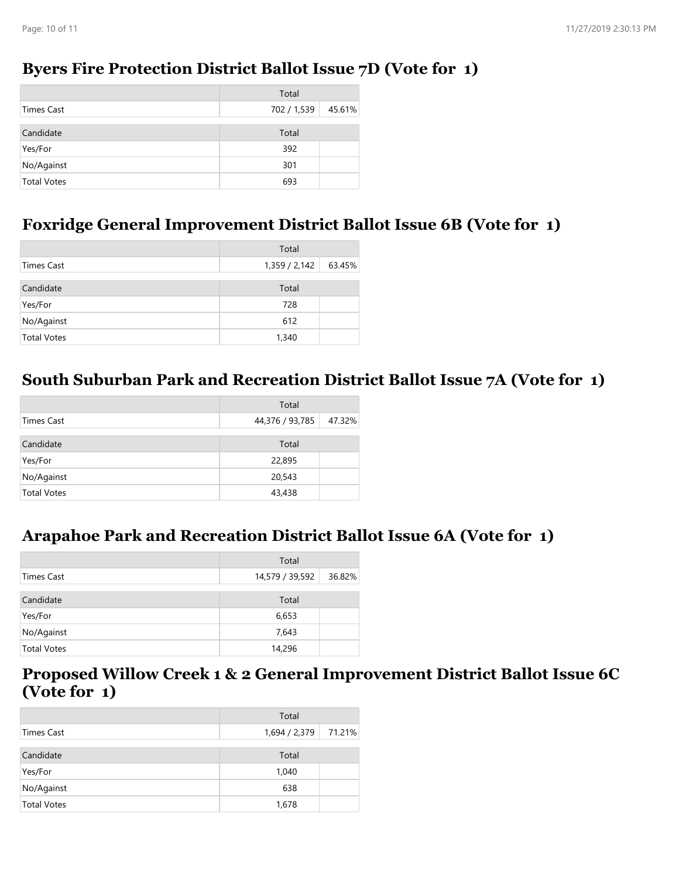## Byers Fire Protection District Ballot Issue 7D (Vote for 1)

| | Total | |
|---|---|---|
| Times Cast | 702 / 1,539 | 45.61% |

| Candidate | Total | |
|---|---|---|
| Yes/For | 392 | |
| No/Against | 301 | |
| Total Votes | 693 | |

## Foxridge General Improvement District Ballot Issue 6B (Vote for 1)

| | Total | |
|---|---|---|
| Times Cast | 1,359 / 2,142 | 63.45% |

| Candidate | Total | |
|---|---|---|
| Yes/For | 728 | |
| No/Against | 612 | |
| Total Votes | 1,340 | |

## South Suburban Park and Recreation District Ballot Issue 7A (Vote for 1)

| | Total | |
|---|---|---|
| Times Cast | 44,376 / 93,785 | 47.32% |

| Candidate | Total | |
|---|---|---|
| Yes/For | 22,895 | |
| No/Against | 20,543 | |
| Total Votes | 43,438 | |

## Arapahoe Park and Recreation District Ballot Issue 6A (Vote for 1)

| | Total | |
|---|---|---|
| Times Cast | 14,579 / 39,592 | 36.82% |

| Candidate | Total | |
|---|---|---|
| Yes/For | 6,653 | |
| No/Against | 7,643 | |
| Total Votes | 14,296 | |

## Proposed Willow Creek 1 & 2 General Improvement District Ballot Issue 6C (Vote for 1)

| | Total | |
|---|---|---|
| Times Cast | 1,694 / 2,379 | 71.21% |

| Candidate | Total | |
|---|---|---|
| Yes/For | 1,040 | |
| No/Against | 638 | |
| Total Votes | 1,678 | |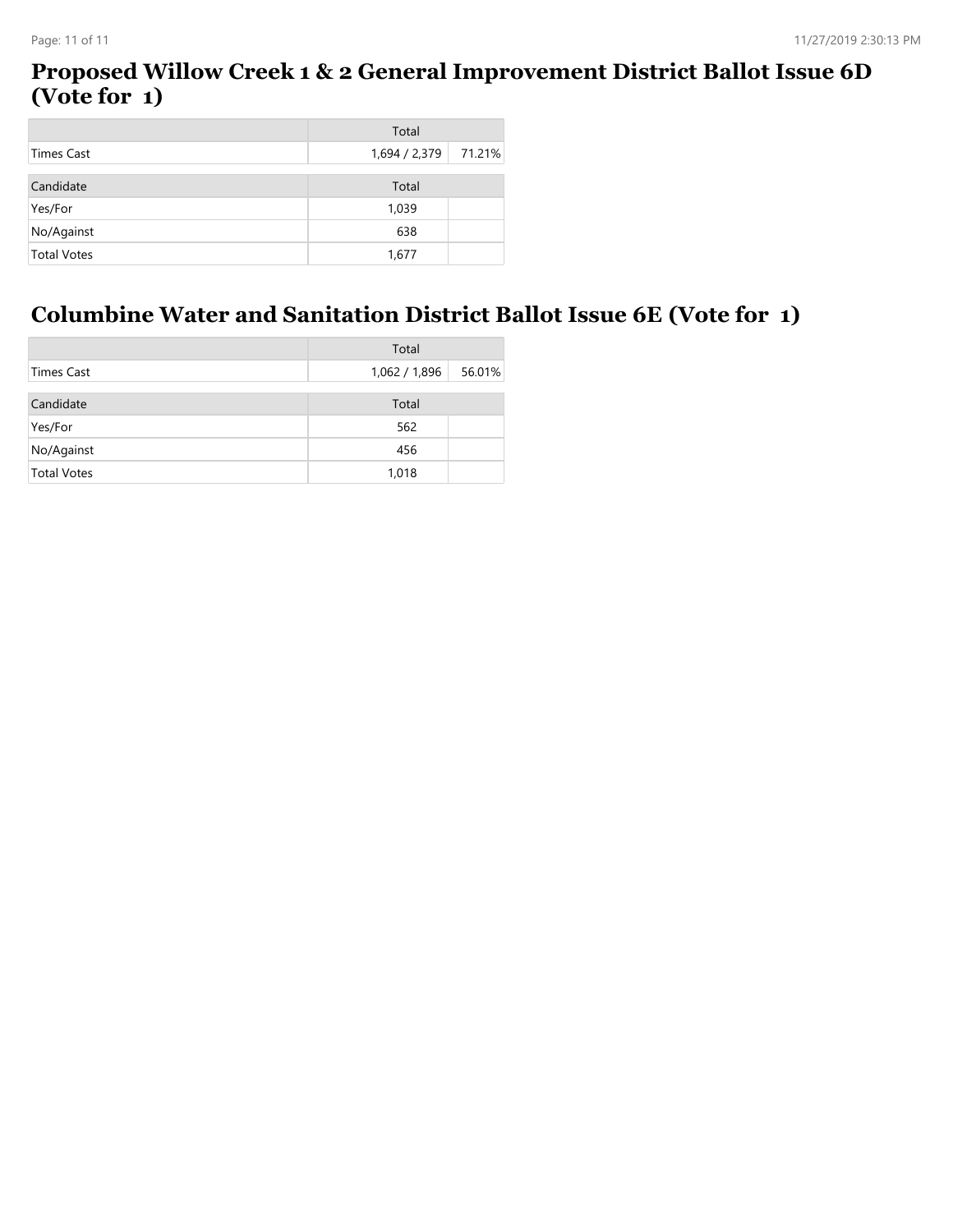## Proposed Willow Creek 1 & 2 General Improvement District Ballot Issue 6D (Vote for 1)

| | Total | |
|---|---|---|
| Times Cast | 1,694 / 2,379 | 71.21% |

| Candidate | Total | |
|---|---|---|
| Yes/For | 1,039 | |
| No/Against | 638 | |
| Total Votes | 1,677 | |

## Columbine Water and Sanitation District Ballot Issue 6E (Vote for 1)

| | Total | |
|---|---|---|
| Times Cast | 1,062 / 1,896 | 56.01% |

| Candidate | Total | |
|---|---|---|
| Yes/For | 562 | |
| No/Against | 456 | |
| Total Votes | 1,018 | |